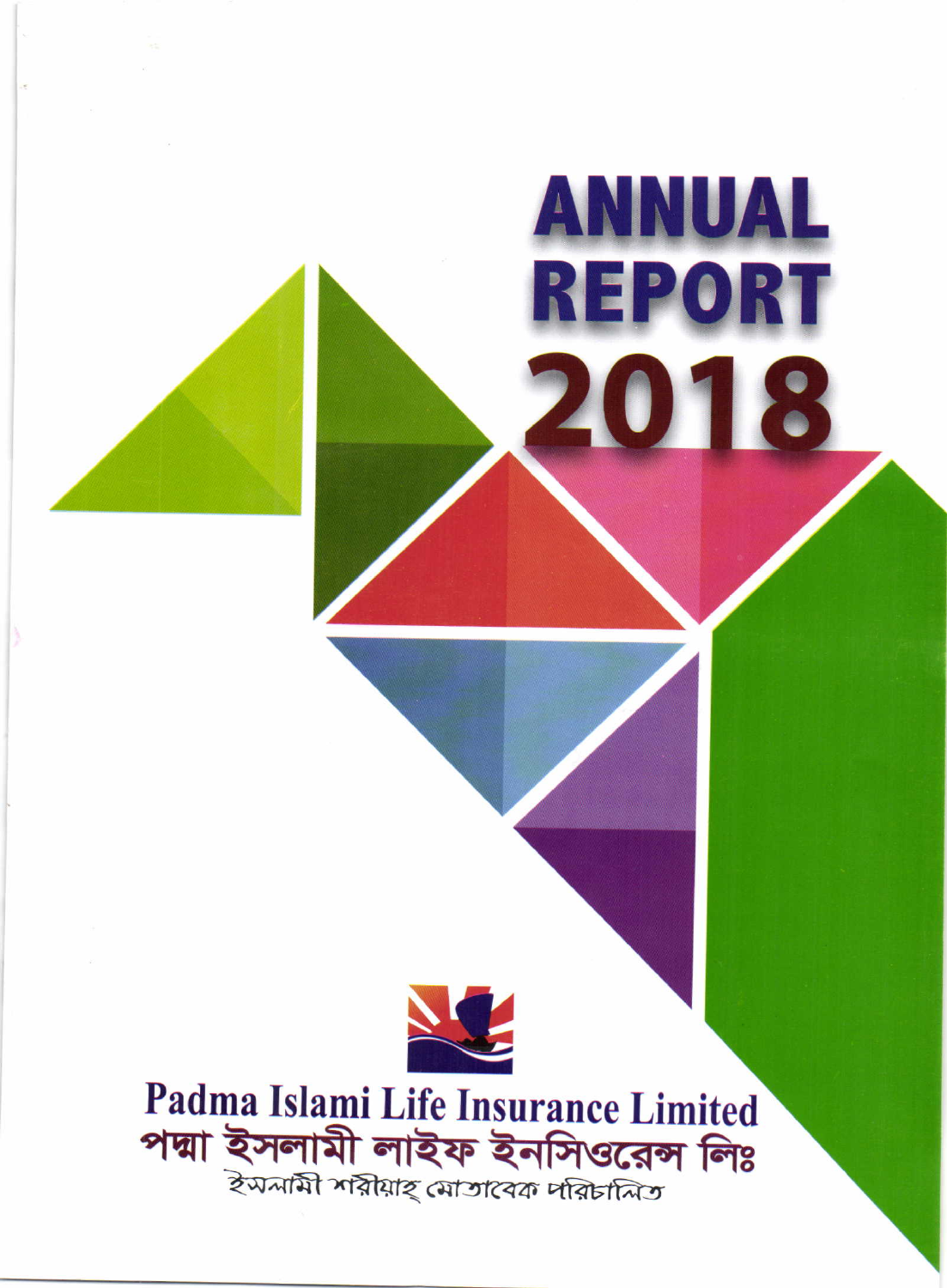# ANNUAL REPORT 2018

**Padma Islami Life Insurance Limited**

**পদ্মা ইসলামী লাইফ ইনসিওরেন্স লিঃ**

ইসলামী শরীয়াহ্ মোতাবেক পরিচালিত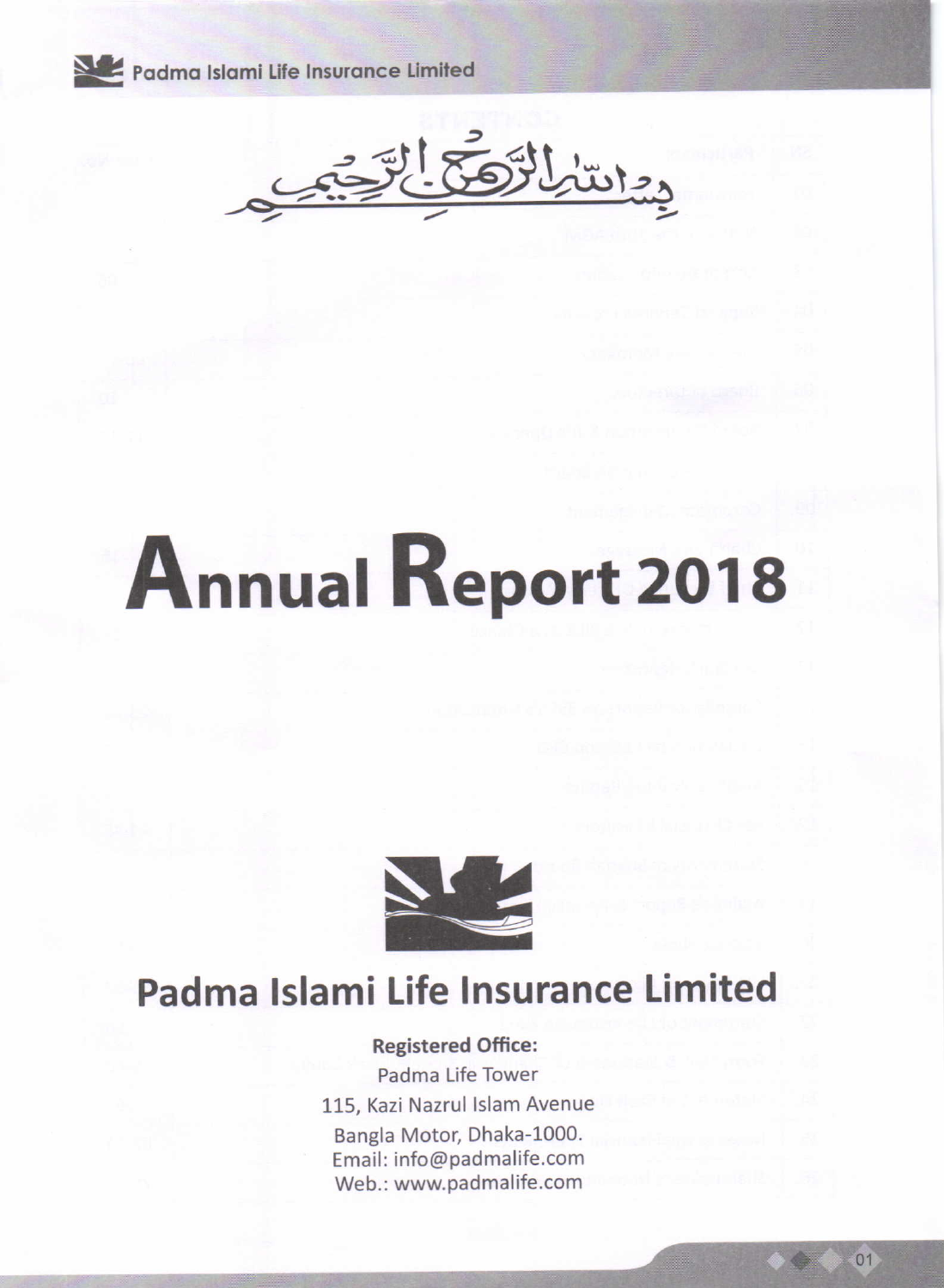بِسْمِ اللّٰهِ الرَّحْمٰنِ الرَّحِيْمِ

# Annual Report 2018

## Padma Islami Life Insurance Limited

**Registered Office:**

Padma Life Tower

115, Kazi Nazrul Islam Avenue

Bangla Motor, Dhaka-1000.

Email: info@padmalife.com

Web.: www.padmalife.com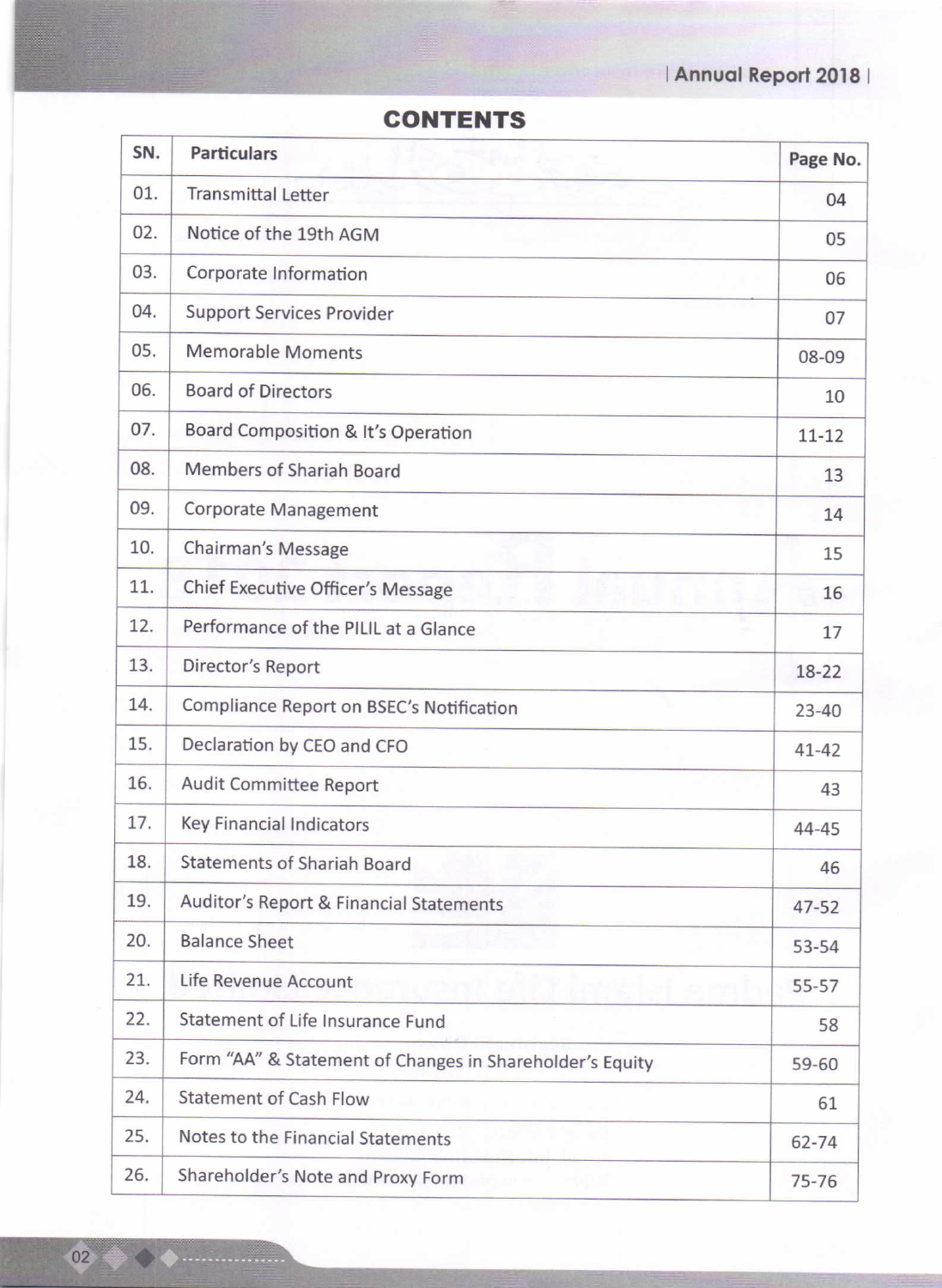# CONTENTS

| SN. | Particulars | Page No. |
|---|---|---|
| 01. | Transmittal Letter | 04 |
| 02. | Notice of the 19th AGM | 05 |
| 03. | Corporate Information | 06 |
| 04. | Support Services Provider | 07 |
| 05. | Memorable Moments | 08-09 |
| 06. | Board of Directors | 10 |
| 07. | Board Composition & It's Operation | 11-12 |
| 08. | Members of Shariah Board | 13 |
| 09. | Corporate Management | 14 |
| 10. | Chairman's Message | 15 |
| 11. | Chief Executive Officer's Message | 16 |
| 12. | Performance of the PILIL at a Glance | 17 |
| 13. | Director's Report | 18-22 |
| 14. | Compliance Report on BSEC's Notification | 23-40 |
| 15. | Declaration by CEO and CFO | 41-42 |
| 16. | Audit Committee Report | 43 |
| 17. | Key Financial Indicators | 44-45 |
| 18. | Statements of Shariah Board | 46 |
| 19. | Auditor's Report & Financial Statements | 47-52 |
| 20. | Balance Sheet | 53-54 |
| 21. | Life Revenue Account | 55-57 |
| 22. | Statement of Life Insurance Fund | 58 |
| 23. | Form "AA" & Statement of Changes in Shareholder's Equity | 59-60 |
| 24. | Statement of Cash Flow | 61 |
| 25. | Notes to the Financial Statements | 62-74 |
| 26. | Shareholder's Note and Proxy Form | 75-76 |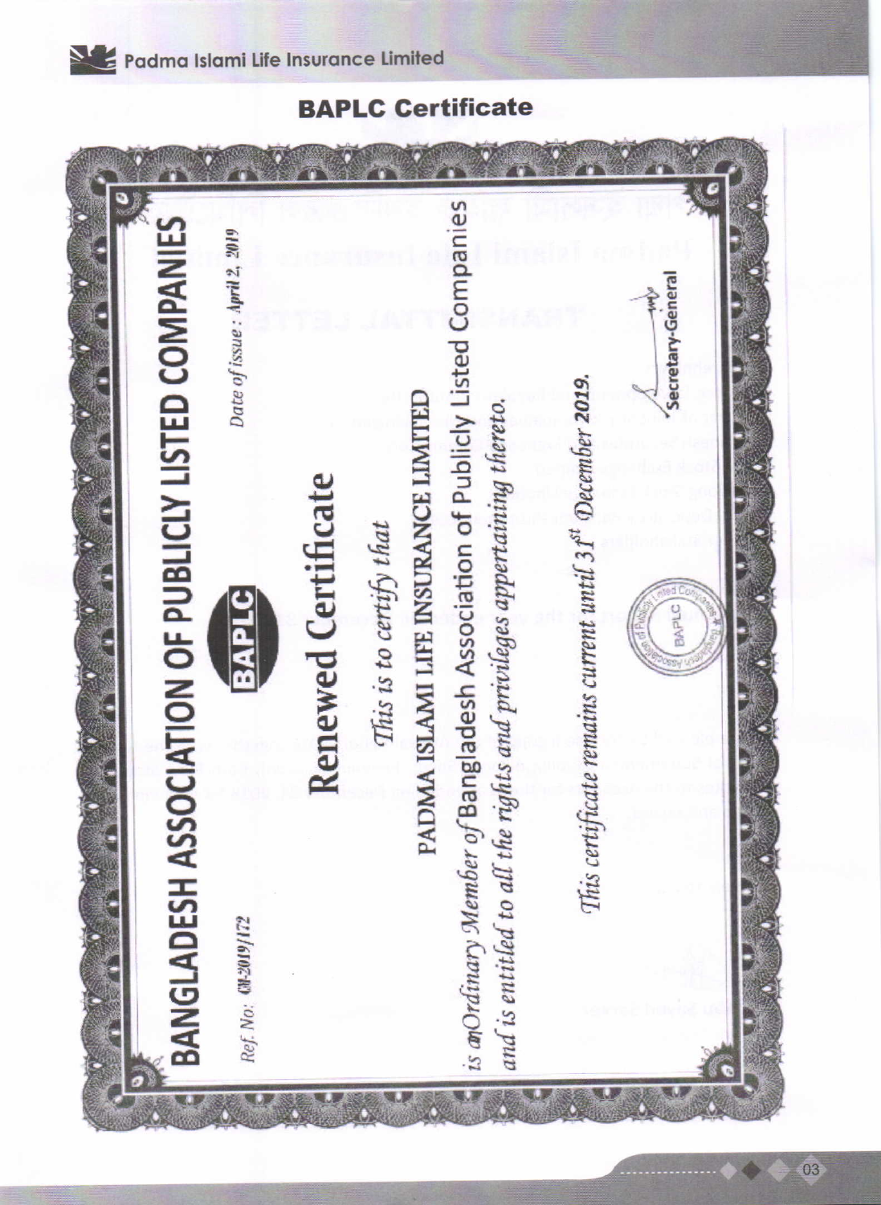# BAPLC Certificate

## BANGLADESH ASSOCIATION OF PUBLICLY LISTED COMPANIES

Ref. No: CM-2019/172

Date of issue : April 2, 2019

BAPLC

### Renewed Certificate

*This is to certify that*

PADMA ISLAMI LIFE INSURANCE LIMITED

*is an Ordinary Member of* Bangladesh Association of Publicly Listed Companies *and is entitled to all the rights and privileges appertaining thereto.*

*This certificate remains current until 31st December 2019.*

Secretary-General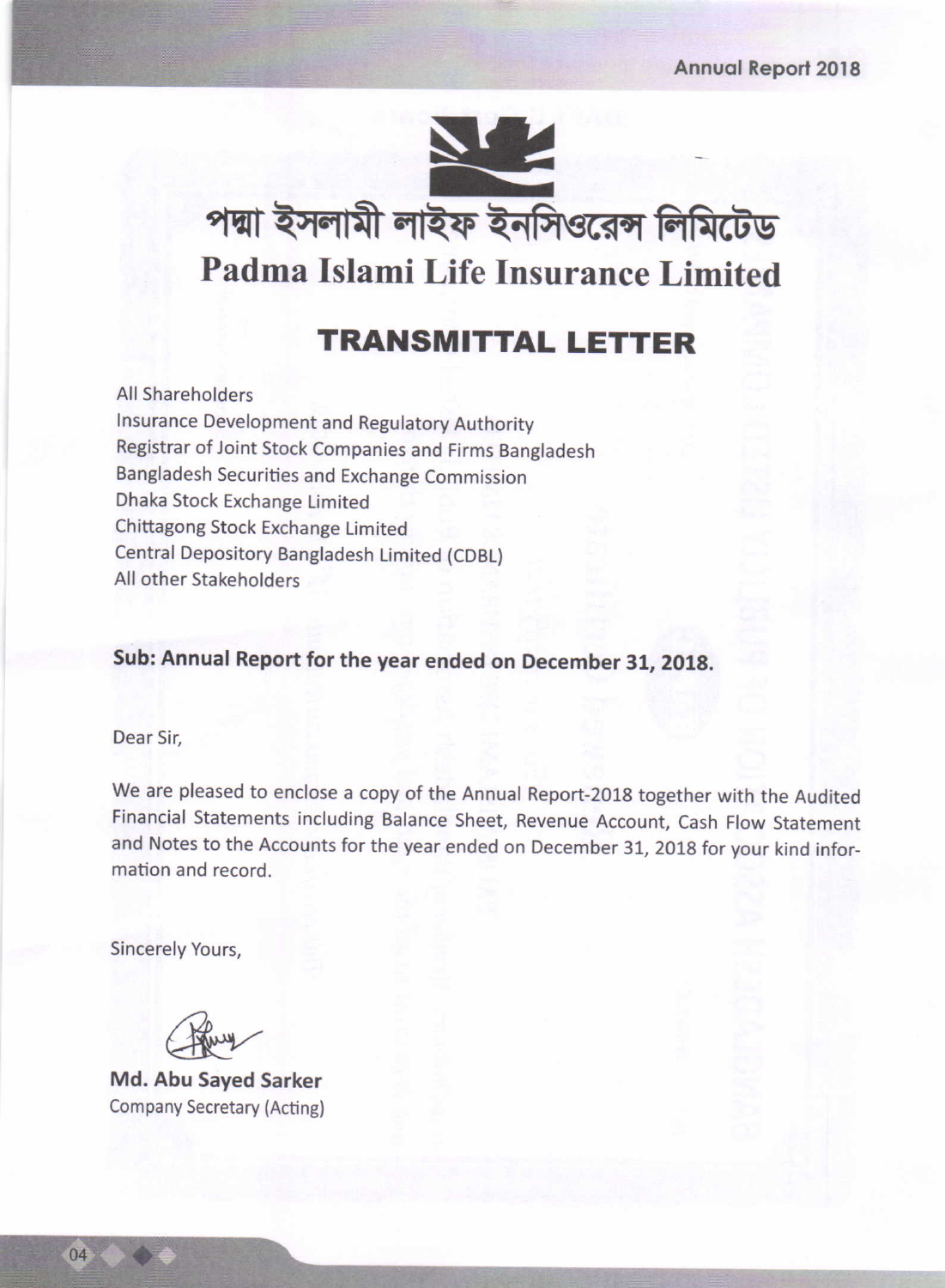# পদ্মা ইসলামী লাইফ ইনসিওরেন্স লিমিটেড

# Padma Islami Life Insurance Limited

## TRANSMITTAL LETTER

All Shareholders
Insurance Development and Regulatory Authority
Registrar of Joint Stock Companies and Firms Bangladesh
Bangladesh Securities and Exchange Commission
Dhaka Stock Exchange Limited
Chittagong Stock Exchange Limited
Central Depository Bangladesh Limited (CDBL)
All other Stakeholders

**Sub: Annual Report for the year ended on December 31, 2018.**

Dear Sir,

We are pleased to enclose a copy of the Annual Report-2018 together with the Audited Financial Statements including Balance Sheet, Revenue Account, Cash Flow Statement and Notes to the Accounts for the year ended on December 31, 2018 for your kind information and record.

Sincerely Yours,

**Md. Abu Sayed Sarker**
Company Secretary (Acting)